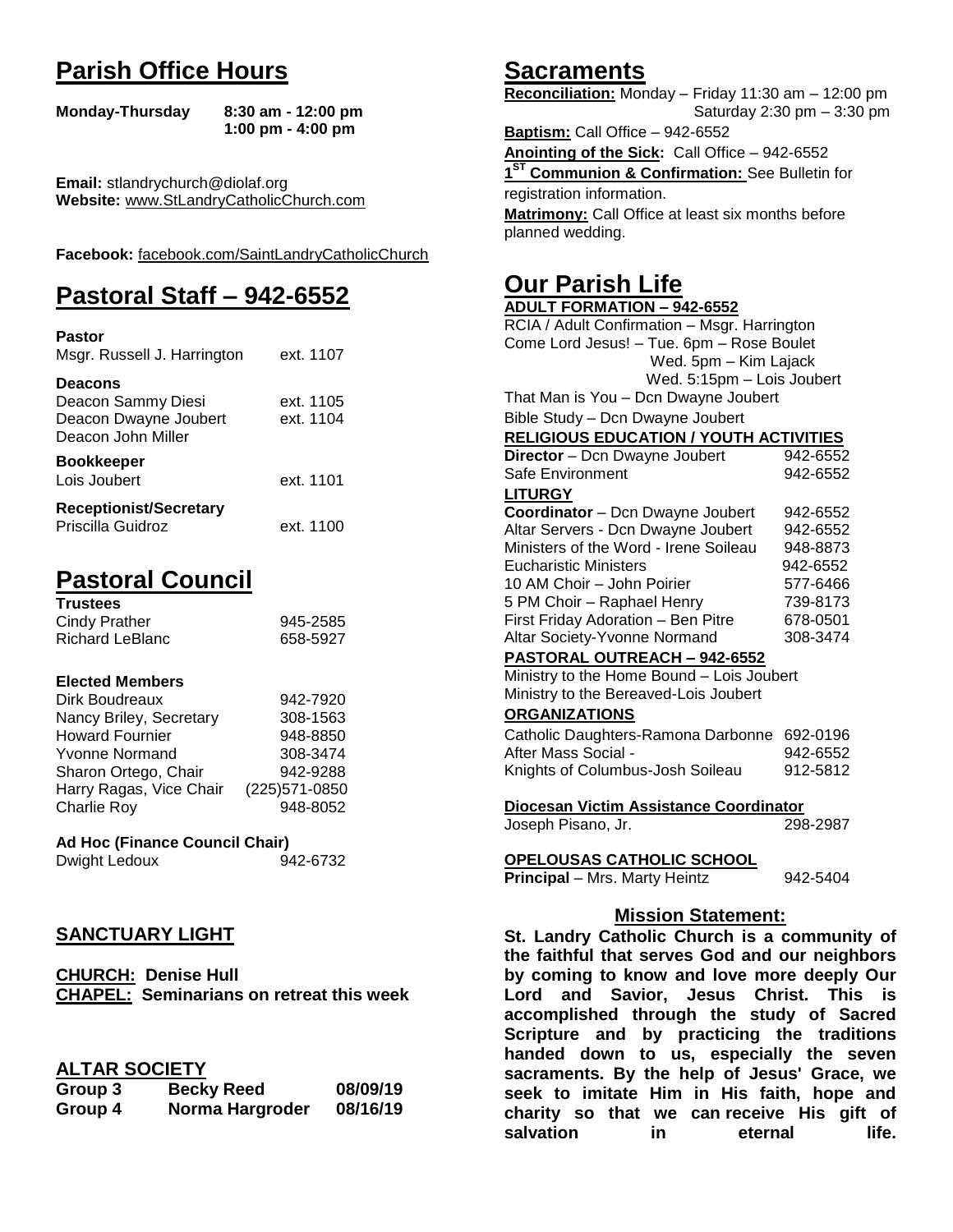## Parish Office Hours

**Monday-Thursday** **8:30 am - 12:00 pm**
**1:00 pm - 4:00 pm**

**Email:** stlandrychurch@diolaf.org
**Website:** www.StLandryCatholicChurch.com

**Facebook:** facebook.com/SaintLandryCatholicChurch

## Pastoral Staff – 942-6552

**Pastor**
Msgr. Russell J. Harrington ext. 1107

**Deacons**
Deacon Sammy Diesi ext. 1105
Deacon Dwayne Joubert ext. 1104
Deacon John Miller

**Bookkeeper**
Lois Joubert ext. 1101

**Receptionist/Secretary**
Priscilla Guidroz ext. 1100

## Pastoral Council

**Trustees**
Cindy Prather 945-2585
Richard LeBlanc 658-5927

**Elected Members**
Dirk Boudreaux 942-7920
Nancy Briley, Secretary 308-1563
Howard Fournier 948-8850
Yvonne Normand 308-3474
Sharon Ortego, Chair 942-9288
Harry Ragas, Vice Chair (225)571-0850
Charlie Roy 948-8052

**Ad Hoc (Finance Council Chair)**
Dwight Ledoux 942-6732

### SANCTUARY LIGHT

**CHURCH: Denise Hull**
**CHAPEL: Seminarians on retreat this week**

### ALTAR SOCIETY

| Group 3 | Becky Reed | 08/09/19 |
|---|---|---|
| Group 4 | Norma Hargroder | 08/16/19 |

## Sacraments

**Reconciliation:** Monday – Friday 11:30 am – 12:00 pm
Saturday 2:30 pm – 3:30 pm

**Baptism:** Call Office – 942-6552

**Anointing of the Sick:** Call Office – 942-6552

**1ST Communion & Confirmation:** See Bulletin for registration information.

**Matrimony:** Call Office at least six months before planned wedding.

## Our Parish Life

**ADULT FORMATION – 942-6552**
RCIA / Adult Confirmation – Msgr. Harrington
Come Lord Jesus! – Tue. 6pm – Rose Boulet
Wed. 5pm – Kim Lajack
Wed. 5:15pm – Lois Joubert
That Man is You – Dcn Dwayne Joubert
Bible Study – Dcn Dwayne Joubert

**RELIGIOUS EDUCATION / YOUTH ACTIVITIES**
**Director** – Dcn Dwayne Joubert 942-6552
Safe Environment 942-6552

**LITURGY**
**Coordinator** – Dcn Dwayne Joubert 942-6552
Altar Servers - Dcn Dwayne Joubert 942-6552
Ministers of the Word - Irene Soileau 948-8873
Eucharistic Ministers 942-6552
10 AM Choir – John Poirier 577-6466
5 PM Choir – Raphael Henry 739-8173
First Friday Adoration – Ben Pitre 678-0501
Altar Society-Yvonne Normand 308-3474

**PASTORAL OUTREACH – 942-6552**
Ministry to the Home Bound – Lois Joubert
Ministry to the Bereaved-Lois Joubert

**ORGANIZATIONS**
Catholic Daughters-Ramona Darbonne 692-0196
After Mass Social - 942-6552
Knights of Columbus-Josh Soileau 912-5812

**Diocesan Victim Assistance Coordinator**
Joseph Pisano, Jr. 298-2987

**OPELOUSAS CATHOLIC SCHOOL**
**Principal** – Mrs. Marty Heintz 942-5404

### Mission Statement:

**St. Landry Catholic Church is a community of the faithful that serves God and our neighbors by coming to know and love more deeply Our Lord and Savior, Jesus Christ. This is accomplished through the study of Sacred Scripture and by practicing the traditions handed down to us, especially the seven sacraments. By the help of Jesus' Grace, we seek to imitate Him in His faith, hope and charity so that we can receive His gift of salvation in eternal life.**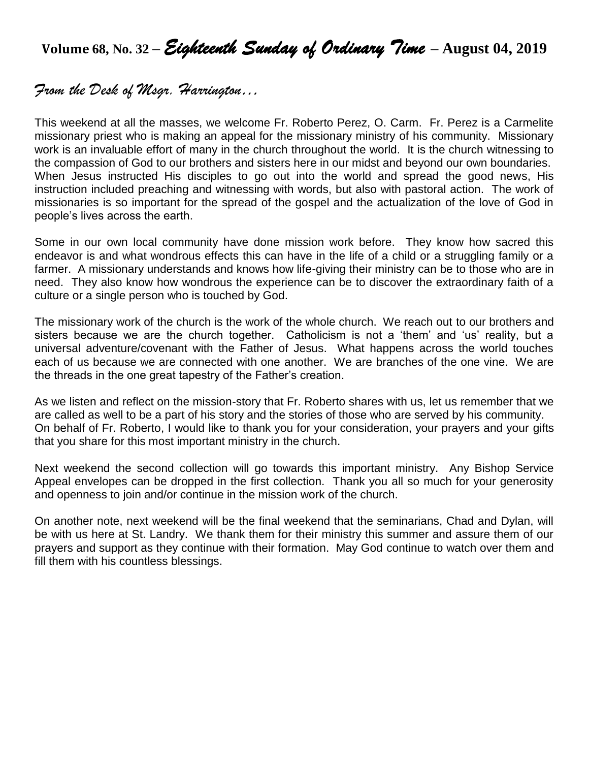# Volume 68, No. 32 – *Eighteenth Sunday of Ordinary Time* – August 04, 2019

## *From the Desk of Msgr. Harrington…*

This weekend at all the masses, we welcome Fr. Roberto Perez, O. Carm. Fr. Perez is a Carmelite missionary priest who is making an appeal for the missionary ministry of his community. Missionary work is an invaluable effort of many in the church throughout the world. It is the church witnessing to the compassion of God to our brothers and sisters here in our midst and beyond our own boundaries. When Jesus instructed His disciples to go out into the world and spread the good news, His instruction included preaching and witnessing with words, but also with pastoral action. The work of missionaries is so important for the spread of the gospel and the actualization of the love of God in people's lives across the earth.

Some in our own local community have done mission work before. They know how sacred this endeavor is and what wondrous effects this can have in the life of a child or a struggling family or a farmer. A missionary understands and knows how life-giving their ministry can be to those who are in need. They also know how wondrous the experience can be to discover the extraordinary faith of a culture or a single person who is touched by God.

The missionary work of the church is the work of the whole church. We reach out to our brothers and sisters because we are the church together. Catholicism is not a 'them' and 'us' reality, but a universal adventure/covenant with the Father of Jesus. What happens across the world touches each of us because we are connected with one another. We are branches of the one vine. We are the threads in the one great tapestry of the Father's creation.

As we listen and reflect on the mission-story that Fr. Roberto shares with us, let us remember that we are called as well to be a part of his story and the stories of those who are served by his community. On behalf of Fr. Roberto, I would like to thank you for your consideration, your prayers and your gifts that you share for this most important ministry in the church.

Next weekend the second collection will go towards this important ministry. Any Bishop Service Appeal envelopes can be dropped in the first collection. Thank you all so much for your generosity and openness to join and/or continue in the mission work of the church.

On another note, next weekend will be the final weekend that the seminarians, Chad and Dylan, will be with us here at St. Landry. We thank them for their ministry this summer and assure them of our prayers and support as they continue with their formation. May God continue to watch over them and fill them with his countless blessings.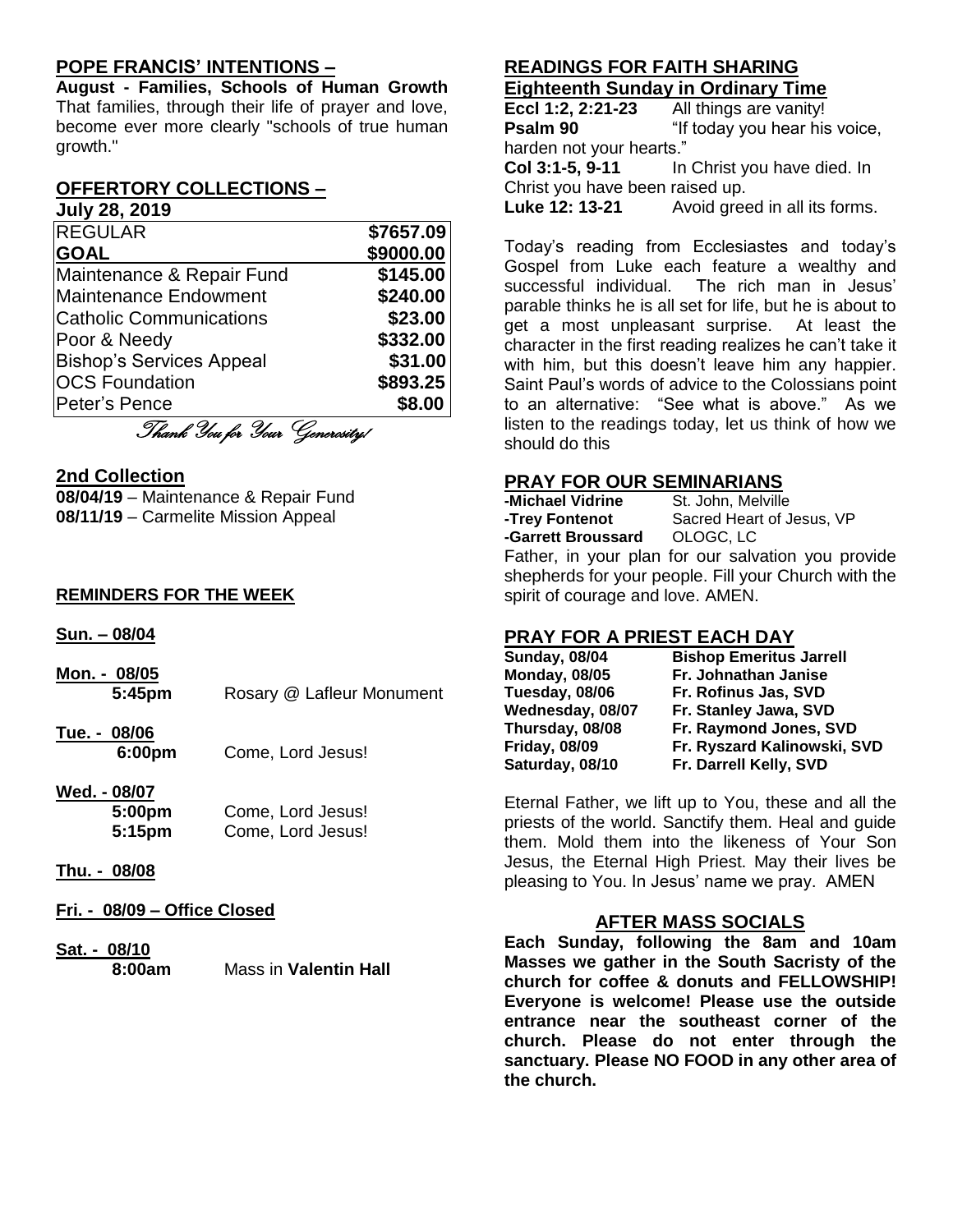## POPE FRANCIS' INTENTIONS –

**August - Families, Schools of Human Growth** That families, through their life of prayer and love, become ever more clearly "schools of true human growth."

## OFFERTORY COLLECTIONS –

**July 28, 2019**

| REGULAR | $7657.09 |
|---|---|
| **GOAL** | **$9000.00** |
| Maintenance & Repair Fund | $145.00 |
| Maintenance Endowment | $240.00 |
| Catholic Communications | $23.00 |
| Poor & Needy | $332.00 |
| Bishop's Services Appeal | $31.00 |
| OCS Foundation | $893.25 |
| Peter's Pence | $8.00 |

*Thank You for Your Generosity!*

## 2nd Collection

**08/04/19** – Maintenance & Repair Fund
**08/11/19** – Carmelite Mission Appeal

## REMINDERS FOR THE WEEK

**Sun. – 08/04**

**Mon. - 08/05**
**5:45pm** Rosary @ Lafleur Monument

**Tue. - 08/06**
**6:00pm** Come, Lord Jesus!

**Wed. - 08/07**
**5:00pm** Come, Lord Jesus!
**5:15pm** Come, Lord Jesus!

**Thu. - 08/08**

**Fri. - 08/09 – Office Closed**

**Sat. - 08/10**
**8:00am** Mass in **Valentin Hall**

## READINGS FOR FAITH SHARING

**Eighteenth Sunday in Ordinary Time**

**Eccl 1:2, 2:21-23** All things are vanity!
**Psalm 90** "If today you hear his voice, harden not your hearts."
**Col 3:1-5, 9-11** In Christ you have died. In Christ you have been raised up.
**Luke 12: 13-21** Avoid greed in all its forms.

Today's reading from Ecclesiastes and today's Gospel from Luke each feature a wealthy and successful individual. The rich man in Jesus' parable thinks he is all set for life, but he is about to get a most unpleasant surprise. At least the character in the first reading realizes he can't take it with him, but this doesn't leave him any happier. Saint Paul's words of advice to the Colossians point to an alternative: "See what is above." As we listen to the readings today, let us think of how we should do this

## PRAY FOR OUR SEMINARIANS

**-Michael Vidrine** St. John, Melville
**-Trey Fontenot** Sacred Heart of Jesus, VP
**-Garrett Broussard** OLOGC, LC

Father, in your plan for our salvation you provide shepherds for your people. Fill your Church with the spirit of courage and love. AMEN.

## PRAY FOR A PRIEST EACH DAY

| | |
|---|---|
| **Sunday, 08/04** | **Bishop Emeritus Jarrell** |
| **Monday, 08/05** | **Fr. Johnathan Janise** |
| **Tuesday, 08/06** | **Fr. Rofinus Jas, SVD** |
| **Wednesday, 08/07** | **Fr. Stanley Jawa, SVD** |
| **Thursday, 08/08** | **Fr. Raymond Jones, SVD** |
| **Friday, 08/09** | **Fr. Ryszard Kalinowski, SVD** |
| **Saturday, 08/10** | **Fr. Darrell Kelly, SVD** |

Eternal Father, we lift up to You, these and all the priests of the world. Sanctify them. Heal and guide them. Mold them into the likeness of Your Son Jesus, the Eternal High Priest. May their lives be pleasing to You. In Jesus' name we pray. AMEN

## AFTER MASS SOCIALS

**Each Sunday, following the 8am and 10am Masses we gather in the South Sacristy of the church for coffee & donuts and FELLOWSHIP! Everyone is welcome! Please use the outside entrance near the southeast corner of the church. Please do not enter through the sanctuary. Please NO FOOD in any other area of the church.**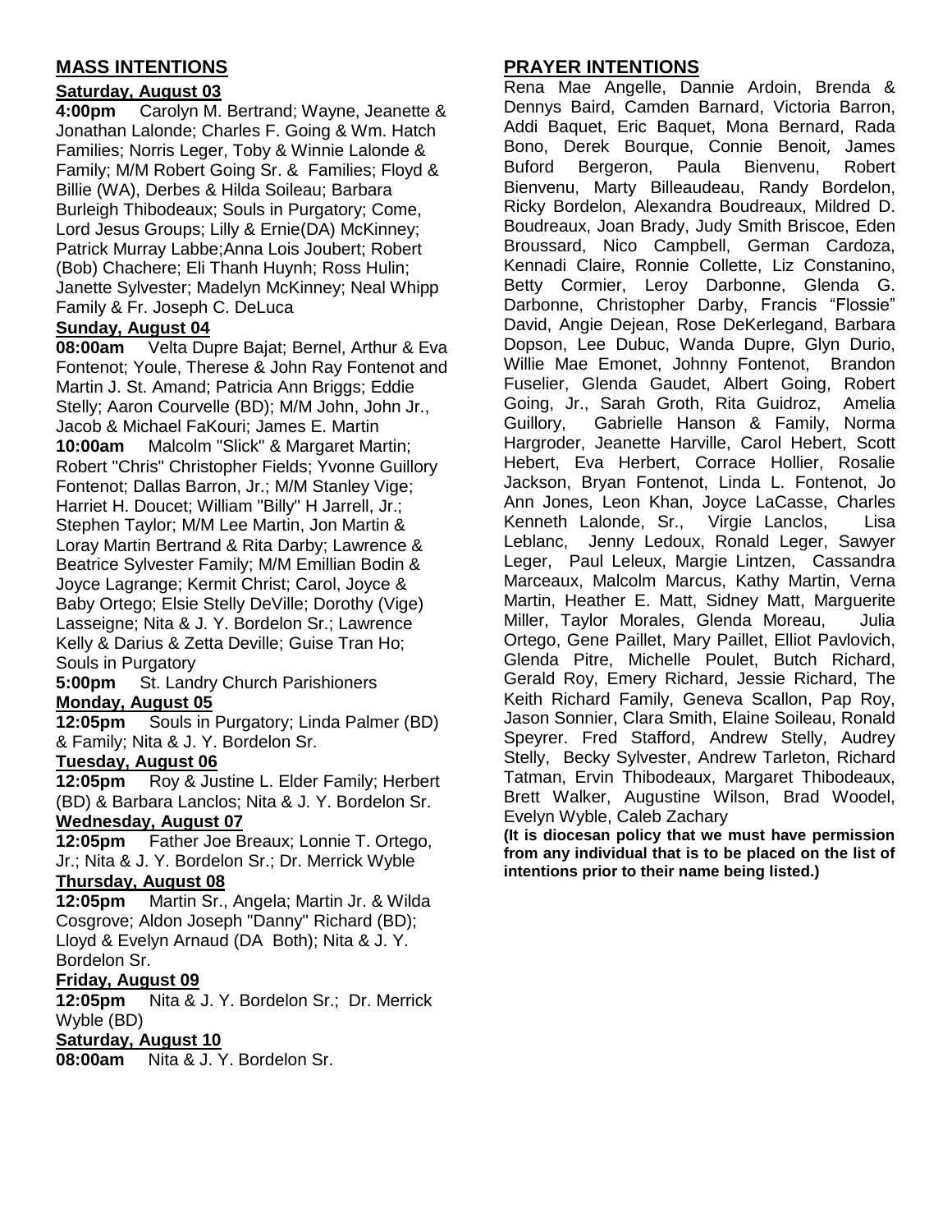## MASS INTENTIONS

**Saturday, August 03**

**4:00pm** Carolyn M. Bertrand; Wayne, Jeanette & Jonathan Lalonde; Charles F. Going & Wm. Hatch Families; Norris Leger, Toby & Winnie Lalonde & Family; M/M Robert Going Sr. & Families; Floyd & Billie (WA), Derbes & Hilda Soileau; Barbara Burleigh Thibodeaux; Souls in Purgatory; Come, Lord Jesus Groups; Lilly & Ernie(DA) McKinney; Patrick Murray Labbe;Anna Lois Joubert; Robert (Bob) Chachere; Eli Thanh Huynh; Ross Hulin; Janette Sylvester; Madelyn McKinney; Neal Whipp Family & Fr. Joseph C. DeLuca

**Sunday, August 04**

**08:00am** Velta Dupre Bajat; Bernel, Arthur & Eva Fontenot; Youle, Therese & John Ray Fontenot and Martin J. St. Amand; Patricia Ann Briggs; Eddie Stelly; Aaron Courvelle (BD); M/M John, John Jr., Jacob & Michael FaKouri; James E. Martin

**10:00am** Malcolm "Slick" & Margaret Martin; Robert "Chris" Christopher Fields; Yvonne Guillory Fontenot; Dallas Barron, Jr.; M/M Stanley Vige; Harriet H. Doucet; William "Billy" H Jarrell, Jr.; Stephen Taylor; M/M Lee Martin, Jon Martin & Loray Martin Bertrand & Rita Darby; Lawrence & Beatrice Sylvester Family; M/M Emillian Bodin & Joyce Lagrange; Kermit Christ; Carol, Joyce & Baby Ortego; Elsie Stelly DeVille; Dorothy (Vige) Lasseigne; Nita & J. Y. Bordelon Sr.; Lawrence Kelly & Darius & Zetta Deville; Guise Tran Ho; Souls in Purgatory

**5:00pm** St. Landry Church Parishioners

**Monday, August 05**

**12:05pm** Souls in Purgatory; Linda Palmer (BD) & Family; Nita & J. Y. Bordelon Sr.

**Tuesday, August 06**

**12:05pm** Roy & Justine L. Elder Family; Herbert (BD) & Barbara Lanclos; Nita & J. Y. Bordelon Sr.

**Wednesday, August 07**

**12:05pm** Father Joe Breaux; Lonnie T. Ortego, Jr.; Nita & J. Y. Bordelon Sr.; Dr. Merrick Wyble

**Thursday, August 08**

**12:05pm** Martin Sr., Angela; Martin Jr. & Wilda Cosgrove; Aldon Joseph "Danny" Richard (BD); Lloyd & Evelyn Arnaud (DA Both); Nita & J. Y. Bordelon Sr.

**Friday, August 09**

**12:05pm** Nita & J. Y. Bordelon Sr.; Dr. Merrick Wyble (BD)

**Saturday, August 10**

**08:00am** Nita & J. Y. Bordelon Sr.

## PRAYER INTENTIONS

Rena Mae Angelle, Dannie Ardoin, Brenda & Dennys Baird, Camden Barnard, Victoria Barron, Addi Baquet, Eric Baquet, Mona Bernard, Rada Bono, Derek Bourque, Connie Benoit, James Buford Bergeron, Paula Bienvenu, Robert Bienvenu, Marty Billeaudeau, Randy Bordelon, Ricky Bordelon, Alexandra Boudreaux, Mildred D. Boudreaux, Joan Brady, Judy Smith Briscoe, Eden Broussard, Nico Campbell, German Cardoza, Kennadi Claire, Ronnie Collette, Liz Constanino, Betty Cormier, Leroy Darbonne, Glenda G. Darbonne, Christopher Darby, Francis "Flossie" David, Angie Dejean, Rose DeKerlegand, Barbara Dopson, Lee Dubuc, Wanda Dupre, Glyn Durio, Willie Mae Emonet, Johnny Fontenot, Brandon Fuselier, Glenda Gaudet, Albert Going, Robert Going, Jr., Sarah Groth, Rita Guidroz, Amelia Guillory, Gabrielle Hanson & Family, Norma Hargroder, Jeanette Harville, Carol Hebert, Scott Hebert, Eva Herbert, Corrace Hollier, Rosalie Jackson, Bryan Fontenot, Linda L. Fontenot, Jo Ann Jones, Leon Khan, Joyce LaCasse, Charles Kenneth Lalonde, Sr., Virgie Lanclos, Lisa Leblanc, Jenny Ledoux, Ronald Leger, Sawyer Leger, Paul Leleux, Margie Lintzen, Cassandra Marceaux, Malcolm Marcus, Kathy Martin, Verna Martin, Heather E. Matt, Sidney Matt, Marguerite Miller, Taylor Morales, Glenda Moreau, Julia Ortego, Gene Paillet, Mary Paillet, Elliot Pavlovich, Glenda Pitre, Michelle Poulet, Butch Richard, Gerald Roy, Emery Richard, Jessie Richard, The Keith Richard Family, Geneva Scallon, Pap Roy, Jason Sonnier, Clara Smith, Elaine Soileau, Ronald Speyrer. Fred Stafford, Andrew Stelly, Audrey Stelly, Becky Sylvester, Andrew Tarleton, Richard Tatman, Ervin Thibodeaux, Margaret Thibodeaux, Brett Walker, Augustine Wilson, Brad Woodel, Evelyn Wyble, Caleb Zachary

**(It is diocesan policy that we must have permission from any individual that is to be placed on the list of intentions prior to their name being listed.)**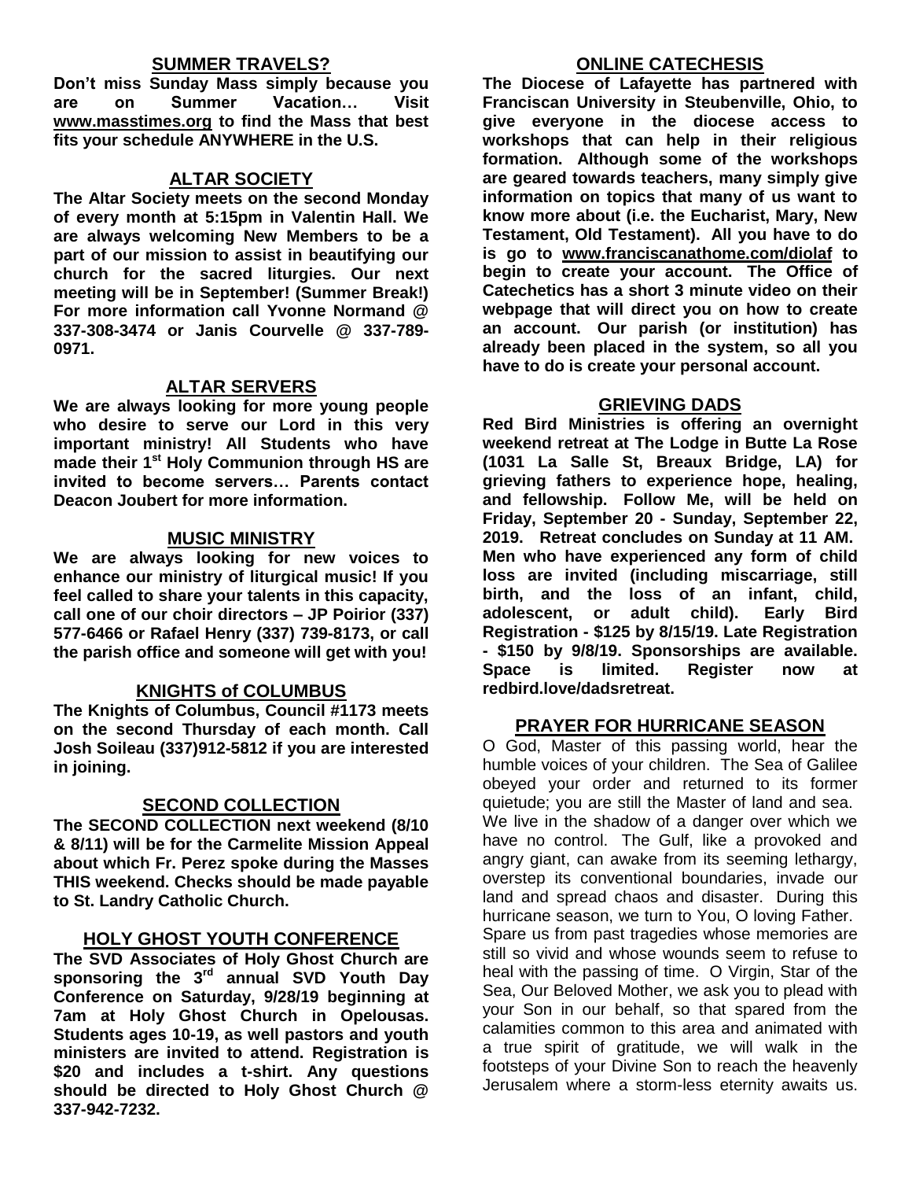## SUMMER TRAVELS?

**Don't miss Sunday Mass simply because you are on Summer Vacation… Visit www.masstimes.org to find the Mass that best fits your schedule ANYWHERE in the U.S.**

## ALTAR SOCIETY

**The Altar Society meets on the second Monday of every month at 5:15pm in Valentin Hall. We are always welcoming New Members to be a part of our mission to assist in beautifying our church for the sacred liturgies. Our next meeting will be in September! (Summer Break!) For more information call Yvonne Normand @ 337-308-3474 or Janis Courvelle @ 337-789-0971.**

## ALTAR SERVERS

**We are always looking for more young people who desire to serve our Lord in this very important ministry! All Students who have made their 1st Holy Communion through HS are invited to become servers… Parents contact Deacon Joubert for more information.**

## MUSIC MINISTRY

**We are always looking for new voices to enhance our ministry of liturgical music! If you feel called to share your talents in this capacity, call one of our choir directors – JP Poirior (337) 577-6466 or Rafael Henry (337) 739-8173, or call the parish office and someone will get with you!**

## KNIGHTS of COLUMBUS

**The Knights of Columbus, Council #1173 meets on the second Thursday of each month. Call Josh Soileau (337)912-5812 if you are interested in joining.**

## SECOND COLLECTION

**The SECOND COLLECTION next weekend (8/10 & 8/11) will be for the Carmelite Mission Appeal about which Fr. Perez spoke during the Masses THIS weekend. Checks should be made payable to St. Landry Catholic Church.**

## HOLY GHOST YOUTH CONFERENCE

**The SVD Associates of Holy Ghost Church are sponsoring the 3rd annual SVD Youth Day Conference on Saturday, 9/28/19 beginning at 7am at Holy Ghost Church in Opelousas. Students ages 10-19, as well pastors and youth ministers are invited to attend. Registration is $20 and includes a t-shirt. Any questions should be directed to Holy Ghost Church @ 337-942-7232.**

## ONLINE CATECHESIS

**The Diocese of Lafayette has partnered with Franciscan University in Steubenville, Ohio, to give everyone in the diocese access to workshops that can help in their religious formation. Although some of the workshops are geared towards teachers, many simply give information on topics that many of us want to know more about (i.e. the Eucharist, Mary, New Testament, Old Testament). All you have to do is go to www.franciscanathome.com/diolaf to begin to create your account. The Office of Catechetics has a short 3 minute video on their webpage that will direct you on how to create an account. Our parish (or institution) has already been placed in the system, so all you have to do is create your personal account.**

## GRIEVING DADS

**Red Bird Ministries is offering an overnight weekend retreat at The Lodge in Butte La Rose (1031 La Salle St, Breaux Bridge, LA) for grieving fathers to experience hope, healing, and fellowship. Follow Me, will be held on Friday, September 20 - Sunday, September 22, 2019. Retreat concludes on Sunday at 11 AM. Men who have experienced any form of child loss are invited (including miscarriage, still birth, and the loss of an infant, child, adolescent, or adult child). Early Bird Registration - $125 by 8/15/19. Late Registration - $150 by 9/8/19. Sponsorships are available. Space is limited. Register now at redbird.love/dadsretreat.**

## PRAYER FOR HURRICANE SEASON

O God, Master of this passing world, hear the humble voices of your children. The Sea of Galilee obeyed your order and returned to its former quietude; you are still the Master of land and sea. We live in the shadow of a danger over which we have no control. The Gulf, like a provoked and angry giant, can awake from its seeming lethargy, overstep its conventional boundaries, invade our land and spread chaos and disaster. During this hurricane season, we turn to You, O loving Father. Spare us from past tragedies whose memories are still so vivid and whose wounds seem to refuse to heal with the passing of time. O Virgin, Star of the Sea, Our Beloved Mother, we ask you to plead with your Son in our behalf, so that spared from the calamities common to this area and animated with a true spirit of gratitude, we will walk in the footsteps of your Divine Son to reach the heavenly Jerusalem where a storm-less eternity awaits us.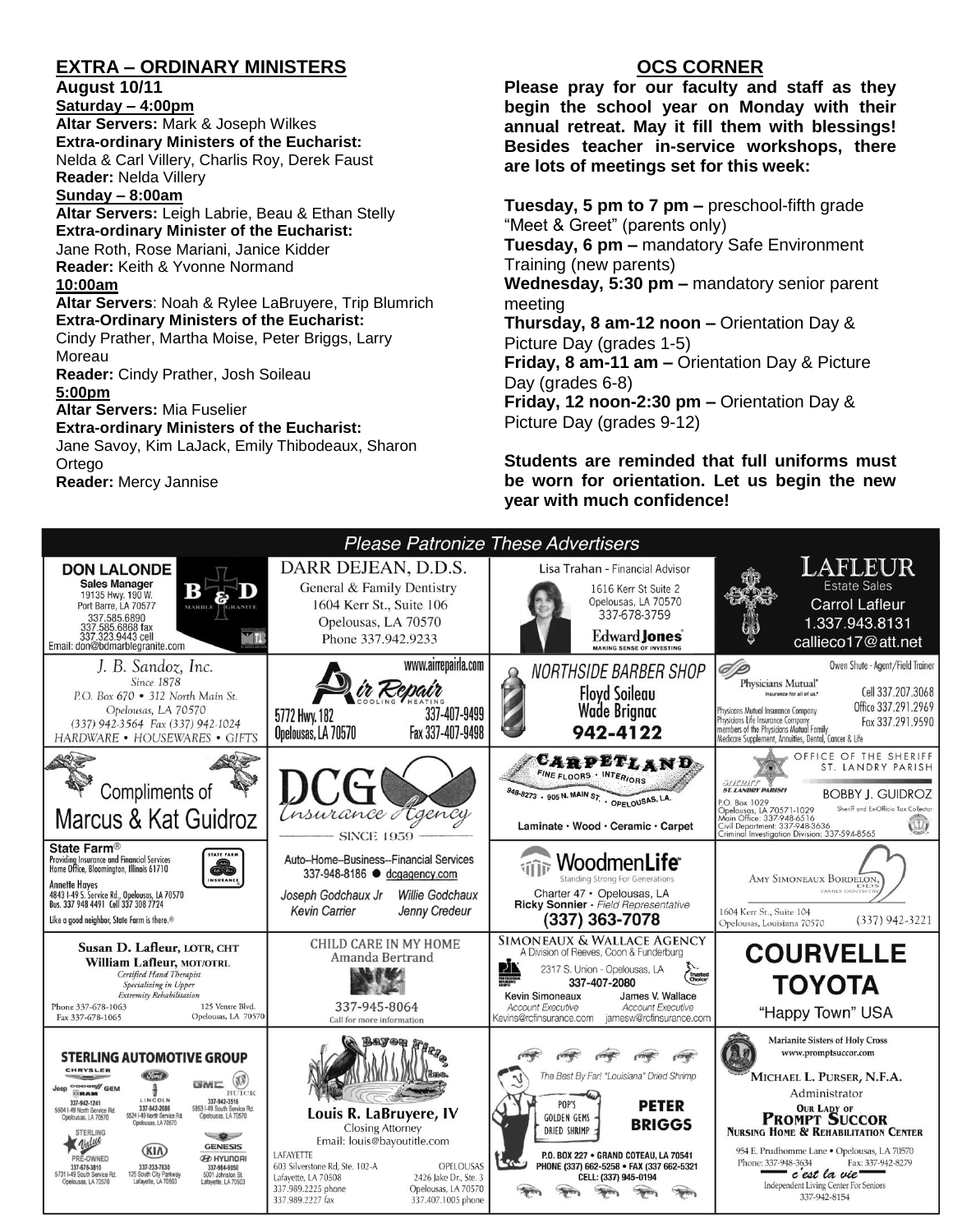## EXTRA – ORDINARY MINISTERS

**August 10/11**

**Saturday – 4:00pm**

**Altar Servers:** Mark & Joseph Wilkes
**Extra-ordinary Ministers of the Eucharist:**
Nelda & Carl Villery, Charlis Roy, Derek Faust
**Reader:** Nelda Villery

**Sunday – 8:00am**

**Altar Servers:** Leigh Labrie, Beau & Ethan Stelly
**Extra-ordinary Minister of the Eucharist:**
Jane Roth, Rose Mariani, Janice Kidder
**Reader:** Keith & Yvonne Normand

**10:00am**

**Altar Servers**: Noah & Rylee LaBruyere, Trip Blumrich
**Extra-Ordinary Ministers of the Eucharist:**
Cindy Prather, Martha Moise, Peter Briggs, Larry Moreau
**Reader:** Cindy Prather, Josh Soileau

**5:00pm**

**Altar Servers:** Mia Fuselier
**Extra-ordinary Ministers of the Eucharist:**
Jane Savoy, Kim LaJack, Emily Thibodeaux, Sharon Ortego
**Reader:** Mercy Jannise

## OCS CORNER

**Please pray for our faculty and staff as they begin the school year on Monday with their annual retreat. May it fill them with blessings! Besides teacher in-service workshops, there are lots of meetings set for this week:**

**Tuesday, 5 pm to 7 pm –** preschool-fifth grade "Meet & Greet" (parents only)
**Tuesday, 6 pm –** mandatory Safe Environment Training (new parents)
**Wednesday, 5:30 pm –** mandatory senior parent meeting
**Thursday, 8 am-12 noon –** Orientation Day & Picture Day (grades 1-5)
**Friday, 8 am-11 am –** Orientation Day & Picture Day (grades 6-8)
**Friday, 12 noon-2:30 pm –** Orientation Day & Picture Day (grades 9-12)

**Students are reminded that full uniforms must be worn for orientation. Let us begin the new year with much confidence!**

## *Please Patronize These Advertisers*

**DON LALONDE** Sales Manager, B&D Marble Granite, 19135 Hwy. 190 W. Port Barre, LA 70577, 337.585.6890, 337.585.6868 fax, 337.323.9443 cell, Email: don@bdmarblegranite.com

**DARR DEJEAN, D.D.S.** General & Family Dentistry, 1604 Kerr St., Suite 106, Opelousas, LA 70570, Phone 337.942.9233

**Lisa Trahan** - Financial Advisor, 1616 Kerr St Suite 2, Opelousas, LA 70570, 337-678-3759, Edward Jones — MAKING SENSE OF INVESTING

**LAFLEUR** Estate Sales, Carrol Lafleur, 1.337.943.8131, callieco17@att.net

*J. B. Sandoz, Inc.* Since 1878, P.O. Box 670 • 312 North Main St. Opelousas, LA 70570, (337) 942-3564 Fax (337) 942-1024, HARDWARE • HOUSEWARES • GIFTS

**Air Repair** Cooling • Heating, www.airrepairla.com, 5772 Hwy. 182 Opelousas, LA 70570, 337-407-9499, Fax 337-407-9498

**NORTHSIDE BARBER SHOP** Floyd Soileau, Wade Brignac, 942-4122

**Physicians Mutual** Insurance for all of us. Owen Shute - Agent/Field Trainer, Cell 337.207.3068, Office 337.291.2969, Fax 337.291.9590, Physicians Mutual Insurance Company, Physicians Life Insurance Company, members of the Physicians Mutual Family, Medicare Supplement, Annuities, Dental, Cancer & Life

Compliments of **Marcus & Kat Guidroz**

**DCG** *Insurance Agency* — SINCE 1959

**CARPETLAND** FINE FLOORS • INTERIORS, 948-8273 • 905 N. MAIN ST. • OPELOUSAS, LA. Laminate • Wood • Ceramic • Carpet

OFFICE OF THE SHERIFF ST. LANDRY PARISH, **BOBBY J. GUIDROZ** Sheriff and Ex-Officio Tax Collector, P.O. Box 1029, Opelousas, LA 70571-1029, Main Office: 337-948-6516, Civil Department: 337-948-3636, Criminal Investigation Division: 337-594-8565

**State Farm®** Providing Insurance and Financial Services, Home Office, Bloomington, Illinois 61710, Annette Hayes, 4843 I-49 S. Service Rd., Opelousas, LA 70570, Bus. 337 948 4491 Cell 337 308 7724, Like a good neighbor, State Farm is there.®

Auto–Home–Business–Financial Services, 337-948-8186 ● dcgagency.com, *Joseph Godchaux Jr, Willie Godchaux, Kevin Carrier, Jenny Credeur*

**WoodmenLife** Standing Strong For Generations, Charter 47 • Opelousas, LA, Ricky Sonnier - *Field Representative*, **(337) 363-7078**

AMY SIMONEAUX BORDELON, DDS Family Dentistry, 1604 Kerr St., Suite 104 Opelousas, Louisiana 70570, (337) 942-3221

**Susan D. Lafleur, LOTR, CHT** **William Lafleur, MOT/OTRL** *Certified Hand Therapist, Specializing in Upper Extremity Rehabilitation*, Phone 337-678-1063, Fax 337-678-1065, 125 Ventre Blvd. Opelousas, LA 70570

CHILD CARE IN MY HOME, Amanda Bertrand, 337-945-8064, Call for more information

**SIMONEAUX & WALLACE AGENCY** A Division of Reeves, Coon & Funderburg, 2317 S. Union - Opelousas, LA, 337-407-2080, Kevin Simoneaux *Account Executive* Kevins@rcfinsurance.com, James V. Wallace *Account Executive* jamesw@rcfinsurance.com

**COURVELLE TOYOTA** "Happy Town" USA

**STERLING AUTOMOTIVE GROUP** Chrysler Jeep Dodge Ram GEM 337-942-1241 5504 I-49 North Service Rd. Opelousas, LA 70570; Ford Lincoln 337-942-2686 5524 I-49 North Service Rd. Opelousas, LA 70570; GMC Buick 337-942-3916 5853 I-49 South Service Rd. Opelousas, LA 70570; Sterling Value Pre-Owned 337-678-3810 5731 I-49 South Service Rd. Opelousas, LA 70570; KIA 337-233-7630 125 South City Parkway Lafayette, LA 70503; Genesis Hyundai 337-984-9050 5001 Johnston St. Lafayette, LA 70503

**Bayou Title, Inc.** Louis R. LaBruyere, IV, Closing Attorney, Email: louis@bayoutitle.com, LAFAYETTE 603 Silverstone Rd, Ste. 102-A Lafayette, LA 70508, 337.989.2225 phone, 337.989.2227 fax; OPELOUSAS 2426 Jake Dr., Ste. 3 Opelousas, LA 70570, 337.407.1005 phone

The Best By Far! "Louisiana" Dried Shrimp, POP'S GOLDEN GEMS DRIED SHRIMP, **PETER BRIGGS**, P.O. BOX 227 • GRAND COTEAU, LA 70541, PHONE (337) 662-5258 • FAX (337 662-5321, CELL: (337) 945-0194

Marianite Sisters of Holy Cross, www.promptsuccor.com, MICHAEL L. PURSER, N.F.A. Administrator, **OUR LADY OF PROMPT SUCCOR NURSING HOME & REHABILITATION CENTER**, 954 E. Prudhomme Lane • Opelousas, LA 70570, Phone: 337-948-3634, Fax: 337-942-8279, *c'est la vie* Independent Living Center For Seniors 337-942-8154